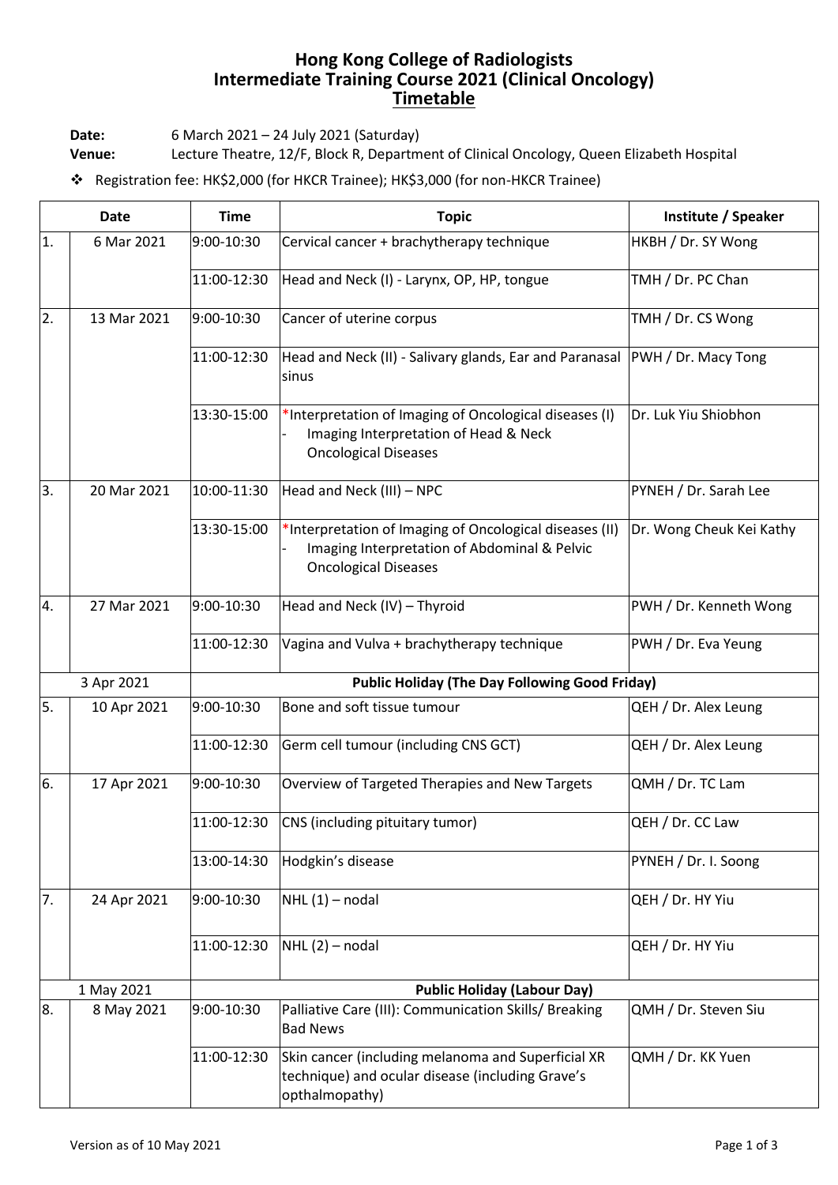# Hong Kong College of Radiologists
# Intermediate Training Course 2021 (Clinical Oncology)
## Timetable

**Date:** 6 March 2021 – 24 July 2021 (Saturday)
**Venue:** Lecture Theatre, 12/F, Block R, Department of Clinical Oncology, Queen Elizabeth Hospital

- Registration fee: HK$2,000 (for HKCR Trainee); HK$3,000 (for non-HKCR Trainee)

| Date | | Time | Topic | Institute / Speaker |
|---|---|---|---|---|
| 1. | 6 Mar 2021 | 9:00-10:30 | Cervical cancer + brachytherapy technique | HKBH / Dr. SY Wong |
| | | 11:00-12:30 | Head and Neck (I) - Larynx, OP, HP, tongue | TMH / Dr. PC Chan |
| 2. | 13 Mar 2021 | 9:00-10:30 | Cancer of uterine corpus | TMH / Dr. CS Wong |
| | | 11:00-12:30 | Head and Neck (II) - Salivary glands, Ear and Paranasal sinus | PWH / Dr. Macy Tong |
| | | 13:30-15:00 | *Interpretation of Imaging of Oncological diseases (I) - Imaging Interpretation of Head & Neck Oncological Diseases | Dr. Luk Yiu Shiobhon |
| 3. | 20 Mar 2021 | 10:00-11:30 | Head and Neck (III) – NPC | PYNEH / Dr. Sarah Lee |
| | | 13:30-15:00 | *Interpretation of Imaging of Oncological diseases (II) - Imaging Interpretation of Abdominal & Pelvic Oncological Diseases | Dr. Wong Cheuk Kei Kathy |
| 4. | 27 Mar 2021 | 9:00-10:30 | Head and Neck (IV) – Thyroid | PWH / Dr. Kenneth Wong |
| | | 11:00-12:30 | Vagina and Vulva + brachytherapy technique | PWH / Dr. Eva Yeung |
| 3 Apr 2021 | | **Public Holiday (The Day Following Good Friday)** | | |
| 5. | 10 Apr 2021 | 9:00-10:30 | Bone and soft tissue tumour | QEH / Dr. Alex Leung |
| | | 11:00-12:30 | Germ cell tumour (including CNS GCT) | QEH / Dr. Alex Leung |
| 6. | 17 Apr 2021 | 9:00-10:30 | Overview of Targeted Therapies and New Targets | QMH / Dr. TC Lam |
| | | 11:00-12:30 | CNS (including pituitary tumor) | QEH / Dr. CC Law |
| | | 13:00-14:30 | Hodgkin's disease | PYNEH / Dr. I. Soong |
| 7. | 24 Apr 2021 | 9:00-10:30 | NHL (1) – nodal | QEH / Dr. HY Yiu |
| | | 11:00-12:30 | NHL (2) – nodal | QEH / Dr. HY Yiu |
| 1 May 2021 | | **Public Holiday (Labour Day)** | | |
| 8. | 8 May 2021 | 9:00-10:30 | Palliative Care (III): Communication Skills/ Breaking Bad News | QMH / Dr. Steven Siu |
| | | 11:00-12:30 | Skin cancer (including melanoma and Superficial XR technique) and ocular disease (including Grave's opthalmopathy) | QMH / Dr. KK Yuen |

Version as of 10 May 2021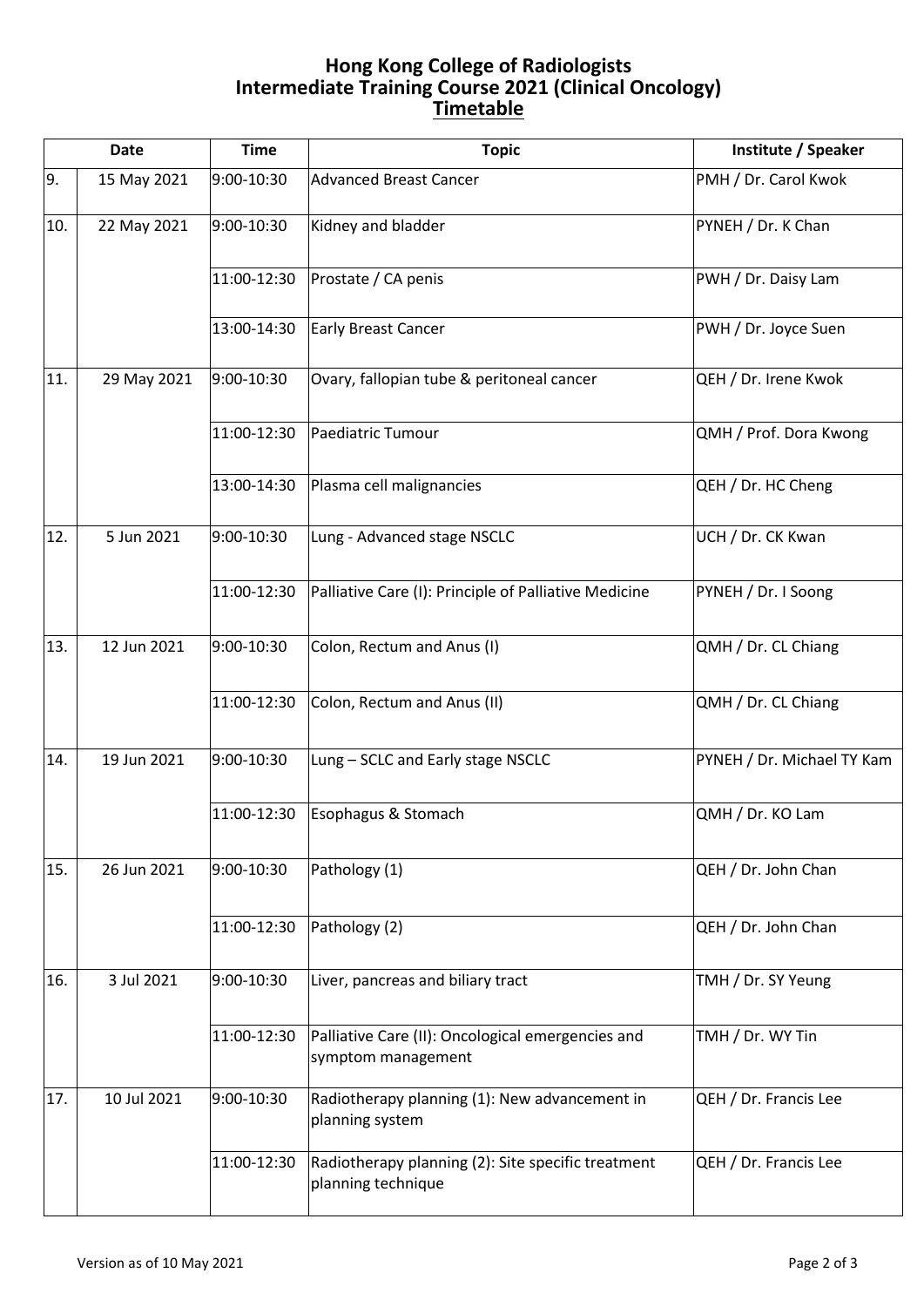# Hong Kong College of Radiologists
# Intermediate Training Course 2021 (Clinical Oncology)
## Timetable

| Date | | Time | Topic | Institute / Speaker |
|---|---|---|---|---|
| 9. | 15 May 2021 | 9:00-10:30 | Advanced Breast Cancer | PMH / Dr. Carol Kwok |
| 10. | 22 May 2021 | 9:00-10:30 | Kidney and bladder | PYNEH / Dr. K Chan |
| | | 11:00-12:30 | Prostate / CA penis | PWH / Dr. Daisy Lam |
| | | 13:00-14:30 | Early Breast Cancer | PWH / Dr. Joyce Suen |
| 11. | 29 May 2021 | 9:00-10:30 | Ovary, fallopian tube & peritoneal cancer | QEH / Dr. Irene Kwok |
| | | 11:00-12:30 | Paediatric Tumour | QMH / Prof. Dora Kwong |
| | | 13:00-14:30 | Plasma cell malignancies | QEH / Dr. HC Cheng |
| 12. | 5 Jun 2021 | 9:00-10:30 | Lung - Advanced stage NSCLC | UCH / Dr. CK Kwan |
| | | 11:00-12:30 | Palliative Care (I): Principle of Palliative Medicine | PYNEH / Dr. I Soong |
| 13. | 12 Jun 2021 | 9:00-10:30 | Colon, Rectum and Anus (I) | QMH / Dr. CL Chiang |
| | | 11:00-12:30 | Colon, Rectum and Anus (II) | QMH / Dr. CL Chiang |
| 14. | 19 Jun 2021 | 9:00-10:30 | Lung – SCLC and Early stage NSCLC | PYNEH / Dr. Michael TY Kam |
| | | 11:00-12:30 | Esophagus & Stomach | QMH / Dr. KO Lam |
| 15. | 26 Jun 2021 | 9:00-10:30 | Pathology (1) | QEH / Dr. John Chan |
| | | 11:00-12:30 | Pathology (2) | QEH / Dr. John Chan |
| 16. | 3 Jul 2021 | 9:00-10:30 | Liver, pancreas and biliary tract | TMH / Dr. SY Yeung |
| | | 11:00-12:30 | Palliative Care (II): Oncological emergencies and symptom management | TMH / Dr. WY Tin |
| 17. | 10 Jul 2021 | 9:00-10:30 | Radiotherapy planning (1): New advancement in planning system | QEH / Dr. Francis Lee |
| | | 11:00-12:30 | Radiotherapy planning (2): Site specific treatment planning technique | QEH / Dr. Francis Lee |

Version as of 10 May 2021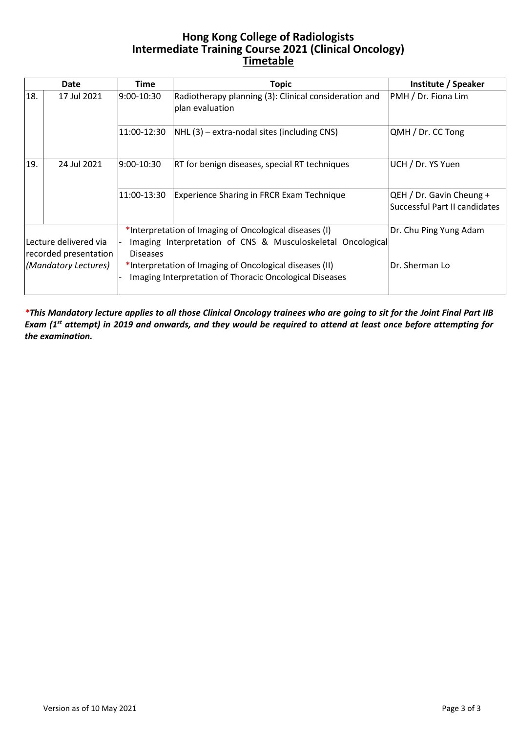# Hong Kong College of Radiologists
# Intermediate Training Course 2021 (Clinical Oncology)
## Timetable

| Date | | Time | Topic | Institute / Speaker |
|---|---|---|---|---|
| 18. | 17 Jul 2021 | 9:00-10:30 | Radiotherapy planning (3): Clinical consideration and plan evaluation | PMH / Dr. Fiona Lim |
| | | 11:00-12:30 | NHL (3) – extra-nodal sites (including CNS) | QMH / Dr. CC Tong |
| 19. | 24 Jul 2021 | 9:00-10:30 | RT for benign diseases, special RT techniques | UCH / Dr. YS Yuen |
| | | 11:00-13:30 | Experience Sharing in FRCR Exam Technique | QEH / Dr. Gavin Cheung + Successful Part II candidates |
| Lecture delivered via recorded presentation *(Mandatory Lectures)* | | *Interpretation of Imaging of Oncological diseases (I) - Imaging Interpretation of CNS & Musculoskeletal Oncological Diseases | | Dr. Chu Ping Yung Adam |
| | | *Interpretation of Imaging of Oncological diseases (II) - Imaging Interpretation of Thoracic Oncological Diseases | | Dr. Sherman Lo |

***This Mandatory lecture applies to all those Clinical Oncology trainees who are going to sit for the Joint Final Part IIB Exam (1st attempt) in 2019 and onwards, and they would be required to attend at least once before attempting for the examination.***

Version as of 10 May 2021